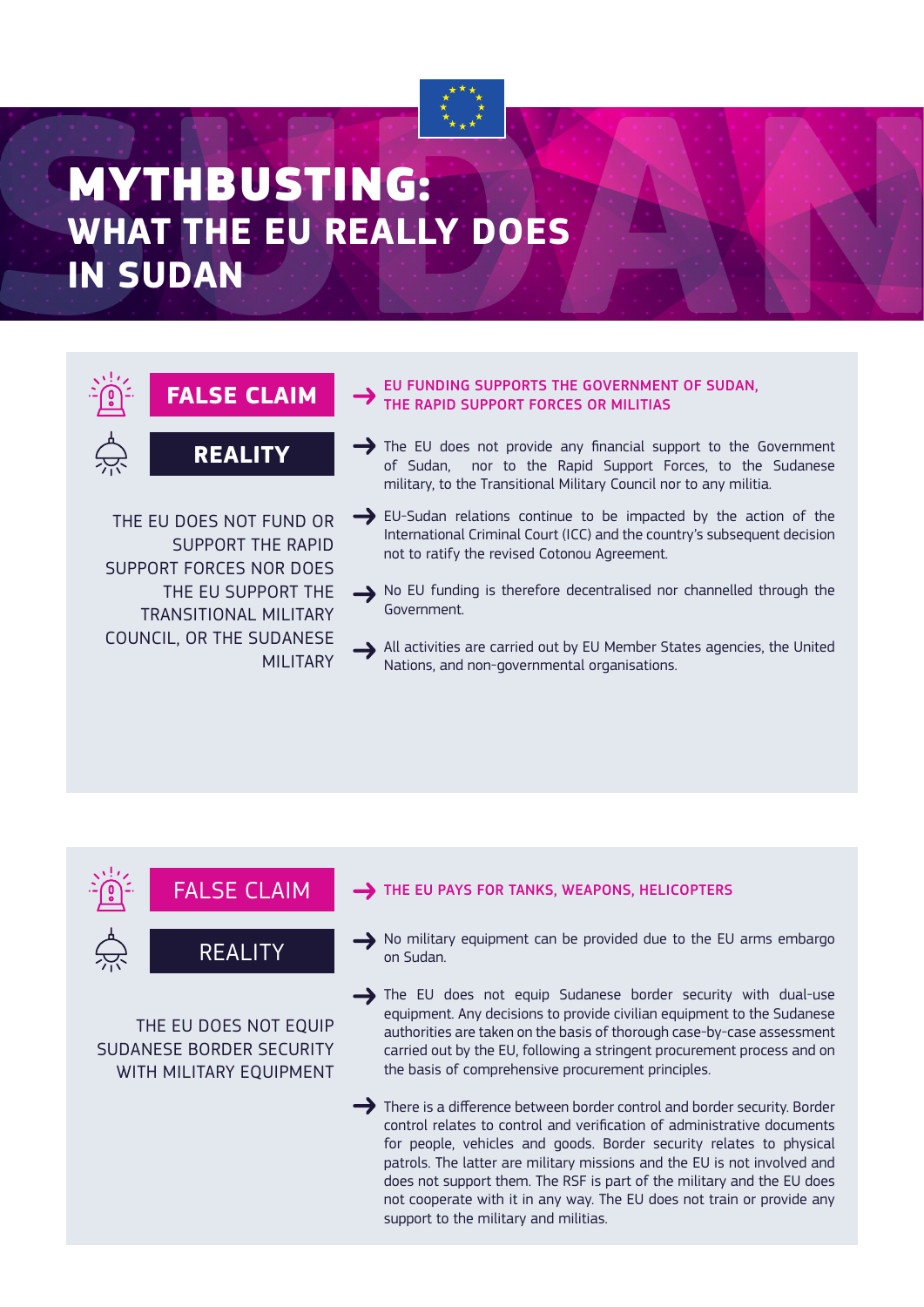# MYTHBUSTING:
## WHAT THE EU REALLY DOES IN SUDAN

**FALSE CLAIM**

EU FUNDING SUPPORTS THE GOVERNMENT OF SUDAN, THE RAPID SUPPORT FORCES OR MILITIAS

**REALITY**

THE EU DOES NOT FUND OR SUPPORT THE RAPID SUPPORT FORCES NOR DOES THE EU SUPPORT THE TRANSITIONAL MILITARY COUNCIL, OR THE SUDANESE MILITARY

- The EU does not provide any financial support to the Government of Sudan, nor to the Rapid Support Forces, to the Sudanese military, to the Transitional Military Council nor to any militia.
- EU-Sudan relations continue to be impacted by the action of the International Criminal Court (ICC) and the country's subsequent decision not to ratify the revised Cotonou Agreement.
- No EU funding is therefore decentralised nor channelled through the Government.
- All activities are carried out by EU Member States agencies, the United Nations, and non-governmental organisations.

**FALSE CLAIM**

THE EU PAYS FOR TANKS, WEAPONS, HELICOPTERS

**REALITY**

THE EU DOES NOT EQUIP SUDANESE BORDER SECURITY WITH MILITARY EQUIPMENT

- No military equipment can be provided due to the EU arms embargo on Sudan.
- The EU does not equip Sudanese border security with dual-use equipment. Any decisions to provide civilian equipment to the Sudanese authorities are taken on the basis of thorough case-by-case assessment carried out by the EU, following a stringent procurement process and on the basis of comprehensive procurement principles.
- There is a difference between border control and border security. Border control relates to control and verification of administrative documents for people, vehicles and goods. Border security relates to physical patrols. The latter are military missions and the EU is not involved and does not support them. The RSF is part of the military and the EU does not cooperate with it in any way. The EU does not train or provide any support to the military and militias.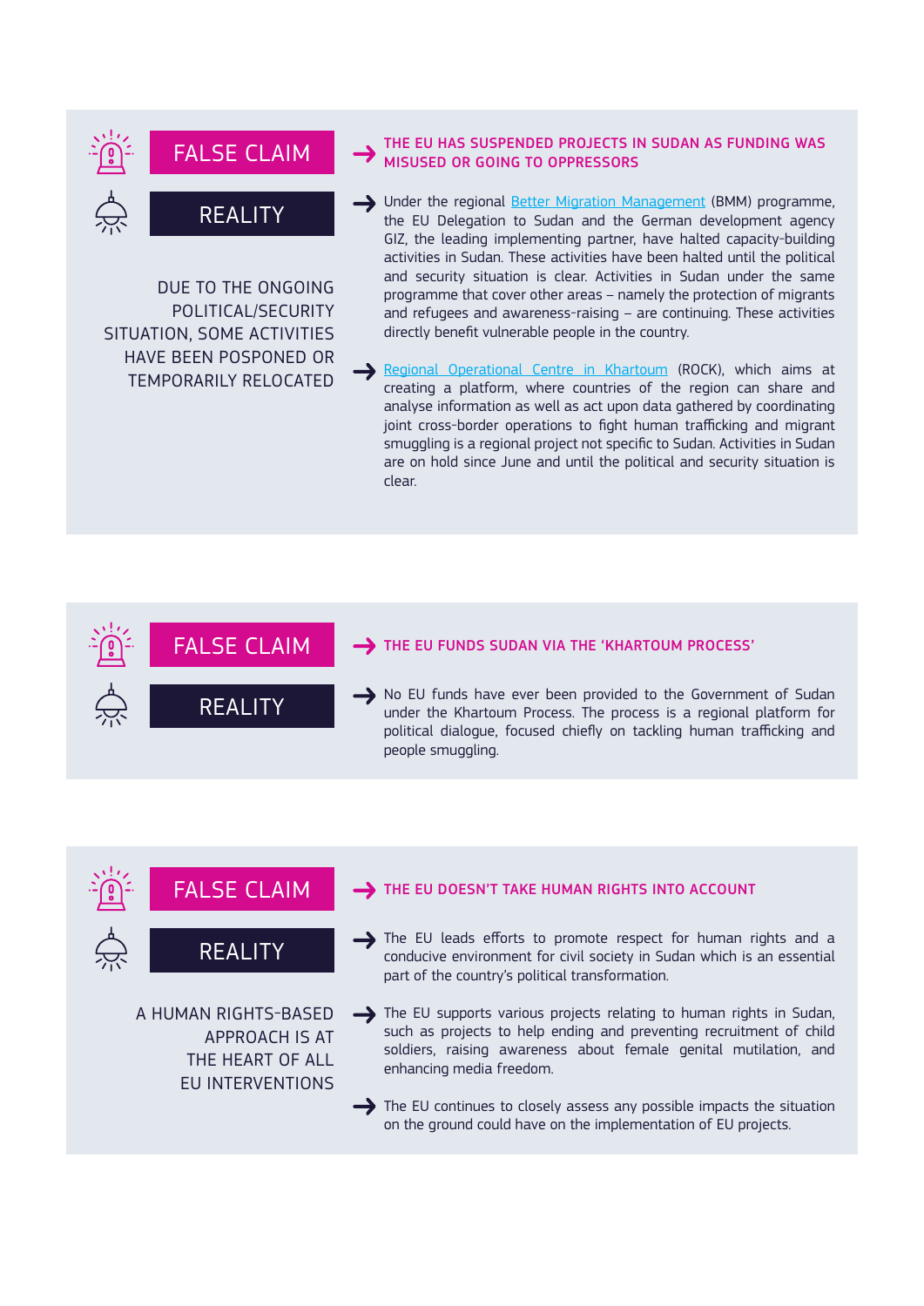**FALSE CLAIM**

**THE EU HAS SUSPENDED PROJECTS IN SUDAN AS FUNDING WAS MISUSED OR GOING TO OPPRESSORS**

**REALITY**

DUE TO THE ONGOING POLITICAL/SECURITY SITUATION, SOME ACTIVITIES HAVE BEEN POSPONED OR TEMPORARILY RELOCATED

- Under the regional Better Migration Management (BMM) programme, the EU Delegation to Sudan and the German development agency GIZ, the leading implementing partner, have halted capacity-building activities in Sudan. These activities have been halted until the political and security situation is clear. Activities in Sudan under the same programme that cover other areas – namely the protection of migrants and refugees and awareness-raising – are continuing. These activities directly benefit vulnerable people in the country.
- Regional Operational Centre in Khartoum (ROCK), which aims at creating a platform, where countries of the region can share and analyse information as well as act upon data gathered by coordinating joint cross-border operations to fight human trafficking and migrant smuggling is a regional project not specific to Sudan. Activities in Sudan are on hold since June and until the political and security situation is clear.

**FALSE CLAIM**

**THE EU FUNDS SUDAN VIA THE 'KHARTOUM PROCESS'**

**REALITY**

- No EU funds have ever been provided to the Government of Sudan under the Khartoum Process. The process is a regional platform for political dialogue, focused chiefly on tackling human trafficking and people smuggling.

**FALSE CLAIM**

**THE EU DOESN'T TAKE HUMAN RIGHTS INTO ACCOUNT**

**REALITY**

A HUMAN RIGHTS-BASED APPROACH IS AT THE HEART OF ALL EU INTERVENTIONS

- The EU leads efforts to promote respect for human rights and a conducive environment for civil society in Sudan which is an essential part of the country's political transformation.
- The EU supports various projects relating to human rights in Sudan, such as projects to help ending and preventing recruitment of child soldiers, raising awareness about female genital mutilation, and enhancing media freedom.
- The EU continues to closely assess any possible impacts the situation on the ground could have on the implementation of EU projects.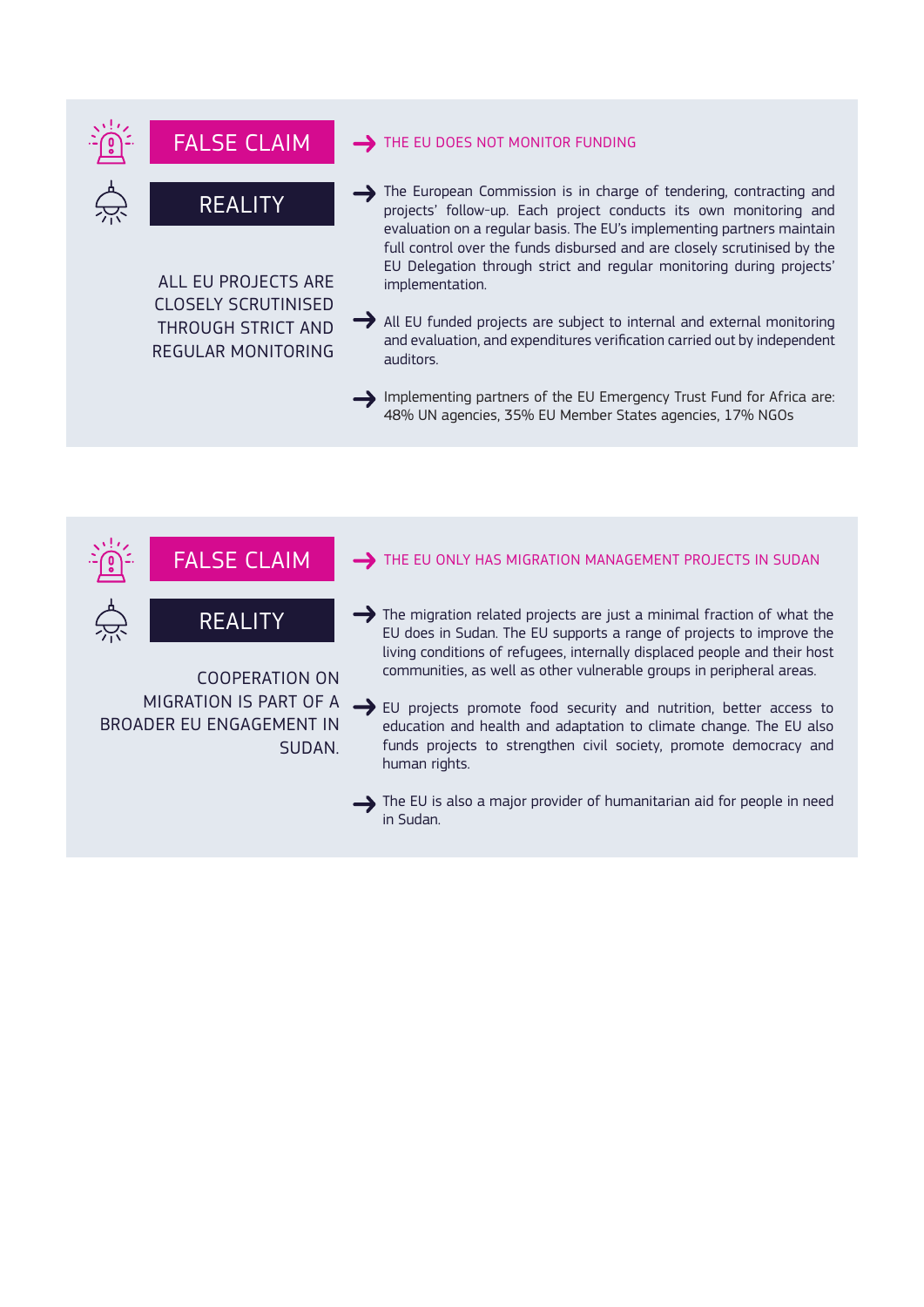**FALSE CLAIM**

→ THE EU DOES NOT MONITOR FUNDING

**REALITY**

ALL EU PROJECTS ARE CLOSELY SCRUTINISED THROUGH STRICT AND REGULAR MONITORING

- The European Commission is in charge of tendering, contracting and projects' follow-up. Each project conducts its own monitoring and evaluation on a regular basis. The EU's implementing partners maintain full control over the funds disbursed and are closely scrutinised by the EU Delegation through strict and regular monitoring during projects' implementation.
- All EU funded projects are subject to internal and external monitoring and evaluation, and expenditures verification carried out by independent auditors.
- Implementing partners of the EU Emergency Trust Fund for Africa are: 48% UN agencies, 35% EU Member States agencies, 17% NGOs

**FALSE CLAIM**

→ THE EU ONLY HAS MIGRATION MANAGEMENT PROJECTS IN SUDAN

**REALITY**

COOPERATION ON MIGRATION IS PART OF A BROADER EU ENGAGEMENT IN SUDAN.

- The migration related projects are just a minimal fraction of what the EU does in Sudan. The EU supports a range of projects to improve the living conditions of refugees, internally displaced people and their host communities, as well as other vulnerable groups in peripheral areas.
- EU projects promote food security and nutrition, better access to education and health and adaptation to climate change. The EU also funds projects to strengthen civil society, promote democracy and human rights.
- The EU is also a major provider of humanitarian aid for people in need in Sudan.